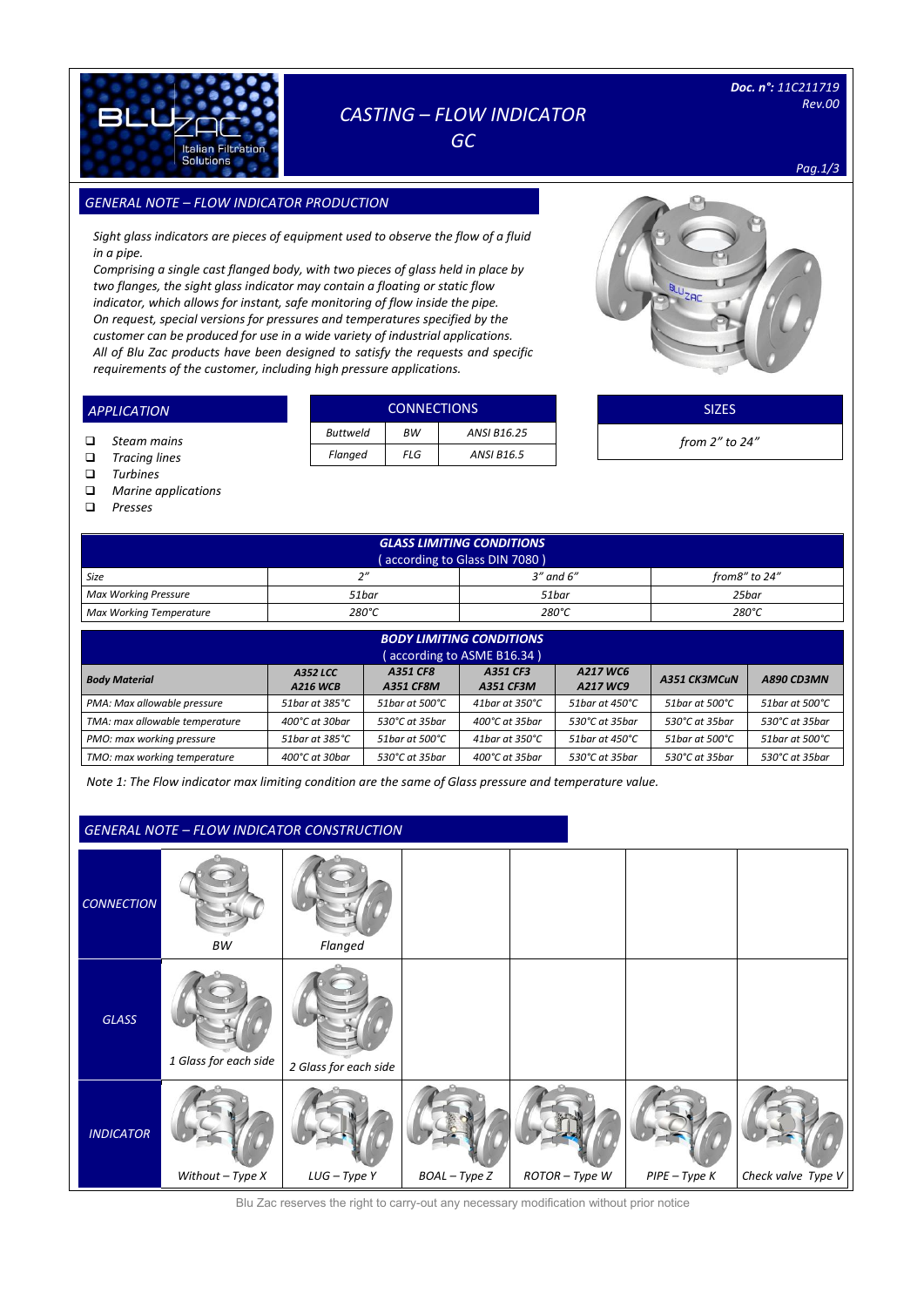# CASTING – FLOW INDICATOR GC

**Doc. n°:** 11C211719
Rev.00

## GENERAL NOTE – FLOW INDICATOR PRODUCTION

*Sight glass indicators are pieces of equipment used to observe the flow of a fluid in a pipe.*
*Comprising a single cast flanged body, with two pieces of glass held in place by two flanges, the sight glass indicator may contain a floating or static flow indicator, which allows for instant, safe monitoring of flow inside the pipe.*
*On request, special versions for pressures and temperatures specified by the customer can be produced for use in a wide variety of industrial applications.*
*All of Blu Zac products have been designed to satisfy the requests and specific requirements of the customer, including high pressure applications.*

## APPLICATION

- Steam mains
- Tracing lines
- Turbines
- Marine applications
- Presses

## CONNECTIONS

| Buttweld | BW | ANSI B16.25 |
|---|---|---|
| Flanged | FLG | ANSI B16.5 |

## SIZES

from 2" to 24"

## GLASS LIMITING CONDITIONS (according to Glass DIN 7080)

| Size | 2" | 3" and 6" | from8" to 24" |
|---|---|---|---|
| Max Working Pressure | 51bar | 51bar | 25bar |
| Max Working Temperature | 280°C | 280°C | 280°C |

## BODY LIMITING CONDITIONS (according to ASME B16.34)

| Body Material | A352 LCC A216 WCB | A351 CF8 A351 CF8M | A351 CF3 A351 CF3M | A217 WC6 A217 WC9 | A351 CK3MCuN | A890 CD3MN |
|---|---|---|---|---|---|---|
| PMA: Max allowable pressure | 51bar at 385°C | 51bar at 500°C | 41bar at 350°C | 51bar at 450°C | 51bar at 500°C | 51bar at 500°C |
| TMA: max allowable temperature | 400°C at 30bar | 530°C at 35bar | 400°C at 35bar | 530°C at 35bar | 530°C at 35bar | 530°C at 35bar |
| PMO: max working pressure | 51bar at 385°C | 51bar at 500°C | 41bar at 350°C | 51bar at 450°C | 51bar at 500°C | 51bar at 500°C |
| TMO: max working temperature | 400°C at 30bar | 530°C at 35bar | 400°C at 35bar | 530°C at 35bar | 530°C at 35bar | 530°C at 35bar |

Note 1: The Flow indicator max limiting condition are the same of Glass pressure and temperature value.

## GENERAL NOTE – FLOW INDICATOR CONSTRUCTION

| | | | | | | |
|---|---|---|---|---|---|---|
| CONNECTION | BW | Flanged | | | | |
| GLASS | 1 Glass for each side | 2 Glass for each side | | | | |
| INDICATOR | Without – Type X | LUG – Type Y | BOAL – Type Z | ROTOR – Type W | PIPE – Type K | Check valve Type V |

Blu Zac reserves the right to carry-out any necessary modification without prior notice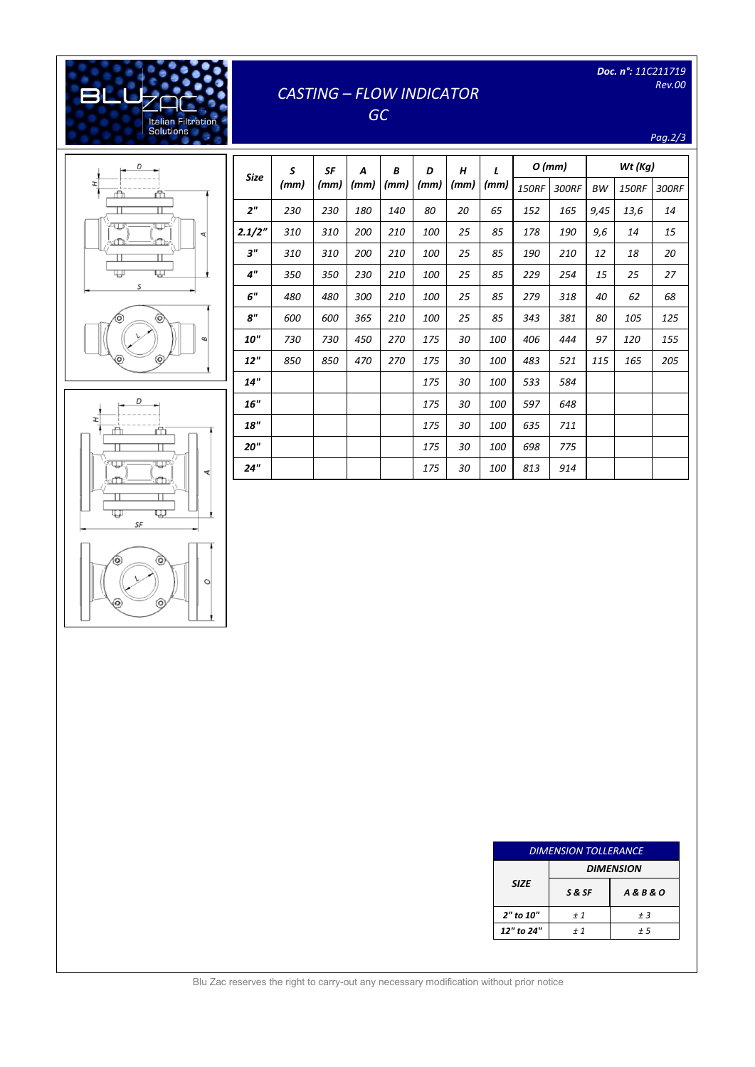# CASTING – FLOW INDICATOR
## GC

**Doc. n°:** 11C211719 Rev.00

| Size | S (mm) | SF (mm) | A (mm) | B (mm) | D (mm) | H (mm) | L (mm) | O (mm) | | Wt (Kg) | | |
|---|---|---|---|---|---|---|---|---|---|---|---|---|
| | | | | | | | | 150RF | 300RF | BW | 150RF | 300RF |
| 2" | 230 | 230 | 180 | 140 | 80 | 20 | 65 | 152 | 165 | 9,45 | 13,6 | 14 |
| 2.1/2" | 310 | 310 | 200 | 210 | 100 | 25 | 85 | 178 | 190 | 9,6 | 14 | 15 |
| 3" | 310 | 310 | 200 | 210 | 100 | 25 | 85 | 190 | 210 | 12 | 18 | 20 |
| 4" | 350 | 350 | 230 | 210 | 100 | 25 | 85 | 229 | 254 | 15 | 25 | 27 |
| 6" | 480 | 480 | 300 | 210 | 100 | 25 | 85 | 279 | 318 | 40 | 62 | 68 |
| 8" | 600 | 600 | 365 | 210 | 100 | 25 | 85 | 343 | 381 | 80 | 105 | 125 |
| 10" | 730 | 730 | 450 | 270 | 175 | 30 | 100 | 406 | 444 | 97 | 120 | 155 |
| 12" | 850 | 850 | 470 | 270 | 175 | 30 | 100 | 483 | 521 | 115 | 165 | 205 |
| 14" | | | | | 175 | 30 | 100 | 533 | 584 | | | |
| 16" | | | | | 175 | 30 | 100 | 597 | 648 | | | |
| 18" | | | | | 175 | 30 | 100 | 635 | 711 | | | |
| 20" | | | | | 175 | 30 | 100 | 698 | 775 | | | |
| 24" | | | | | 175 | 30 | 100 | 813 | 914 | | | |

| DIMENSION TOLLERANCE | | |
|---|---|---|
| SIZE | DIMENSION | |
| | S & SF | A & B & O |
| 2" to 10" | ± 1 | ± 3 |
| 12" to 24" | ± 1 | ± 5 |

Blu Zac reserves the right to carry-out any necessary modification without prior notice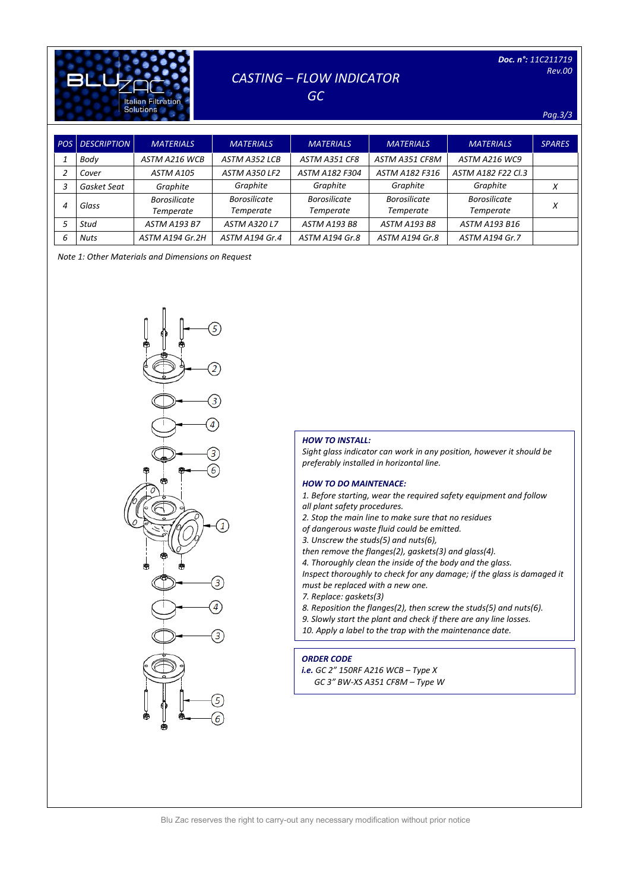| POS | DESCRIPTION | MATERIALS | MATERIALS | MATERIALS | MATERIALS | MATERIALS | SPARES |
|---|---|---|---|---|---|---|---|
| 1 | Body | ASTM A216 WCB | ASTM A352 LCB | ASTM A351 CF8 | ASTM A351 CF8M | ASTM A216 WC9 | |
| 2 | Cover | ASTM A105 | ASTM A350 LF2 | ASTM A182 F304 | ASTM A182 F316 | ASTM A182 F22 Cl.3 | |
| 3 | Gasket Seat | Graphite | Graphite | Graphite | Graphite | Graphite | X |
| 4 | Glass | Borosilicate Temperate | Borosilicate Temperate | Borosilicate Temperate | Borosilicate Temperate | Borosilicate Temperate | X |
| 5 | Stud | ASTM A193 B7 | ASTM A320 L7 | ASTM A193 B8 | ASTM A193 B8 | ASTM A193 B16 | |
| 6 | Nuts | ASTM A194 Gr.2H | ASTM A194 Gr.4 | ASTM A194 Gr.8 | ASTM A194 Gr.8 | ASTM A194 Gr.7 | |

*Note 1: Other Materials and Dimensions on Request*

5
2
3
4
3
6
1
3
4
3
5
6

***HOW TO INSTALL:***

*Sight glass indicator can work in any position, however it should be preferably installed in horizontal line.*

***HOW TO DO MAINTENACE:***

*1. Before starting, wear the required safety equipment and follow all plant safety procedures.*
*2. Stop the main line to make sure that no residues of dangerous waste fluid could be emitted.*
*3. Unscrew the studs(5) and nuts(6), then remove the flanges(2), gaskets(3) and glass(4).*
*4. Thoroughly clean the inside of the body and the glass.*
*Inspect thoroughly to check for any damage; if the glass is damaged it must be replaced with a new one.*
*7. Replace: gaskets(3)*
*8. Reposition the flanges(2), then screw the studs(5) and nuts(6).*
*9. Slowly start the plant and check if there are any line losses.*
*10. Apply a label to the trap with the maintenance date.*

***ORDER CODE***

***i.e.*** *GC 2" 150RF A216 WCB – Type X*
*GC 3" BW-XS A351 CF8M – Type W*

Blu Zac reserves the right to carry-out any necessary modification without prior notice